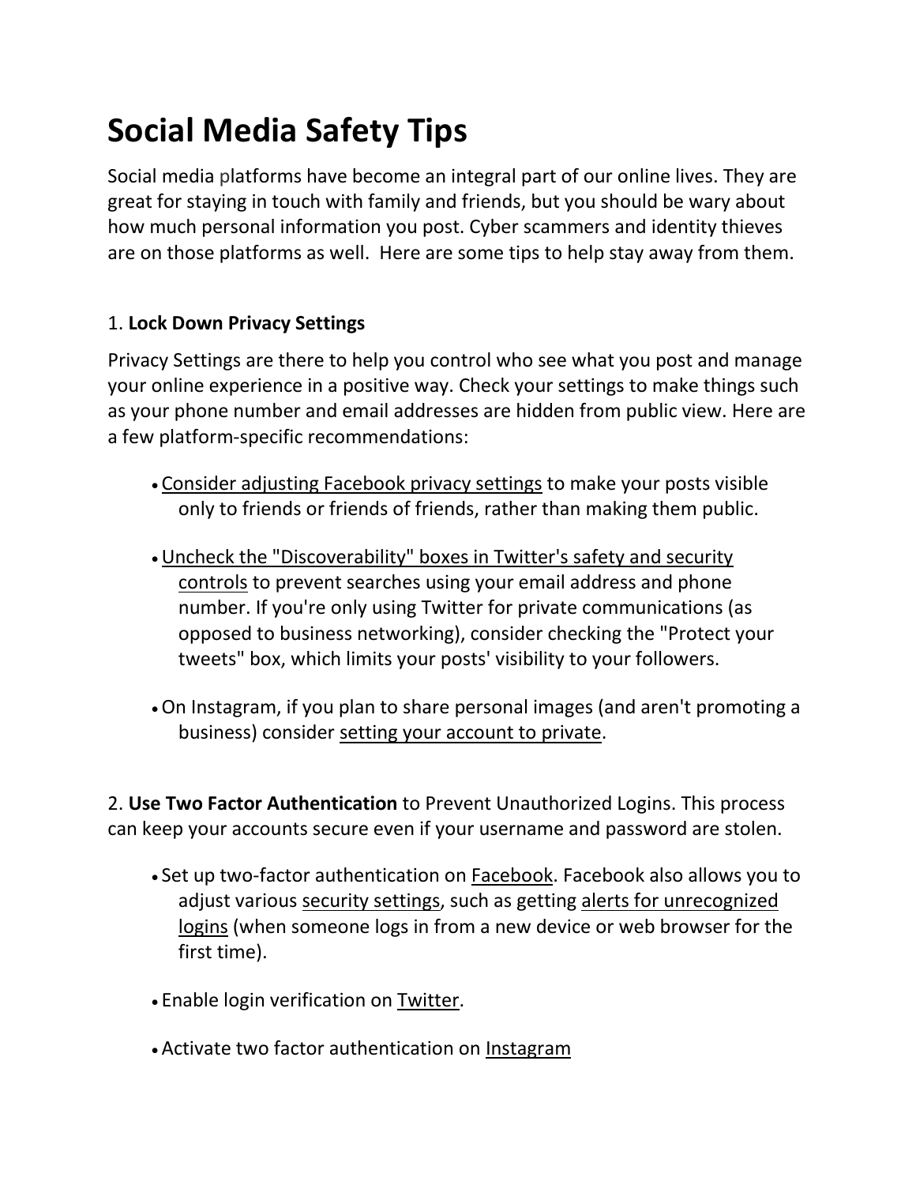# Social Media Safety Tips

Social media platforms have become an integral part of our online lives. They are great for staying in touch with family and friends, but you should be wary about how much personal information you post. Cyber scammers and identity thieves are on those platforms as well.  Here are some tips to help stay away from them.

1. **Lock Down Privacy Settings**

Privacy Settings are there to help you control who see what you post and manage your online experience in a positive way. Check your settings to make things such as your phone number and email addresses are hidden from public view. Here are a few platform-specific recommendations:

- Consider adjusting Facebook privacy settings to make your posts visible only to friends or friends of friends, rather than making them public.
- Uncheck the "Discoverability" boxes in Twitter's safety and security controls to prevent searches using your email address and phone number. If you're only using Twitter for private communications (as opposed to business networking), consider checking the "Protect your tweets" box, which limits your posts' visibility to your followers.
- On Instagram, if you plan to share personal images (and aren't promoting a business) consider setting your account to private.

2. **Use Two Factor Authentication** to Prevent Unauthorized Logins. This process can keep your accounts secure even if your username and password are stolen.

- Set up two-factor authentication on Facebook. Facebook also allows you to adjust various security settings, such as getting alerts for unrecognized logins (when someone logs in from a new device or web browser for the first time).
- Enable login verification on Twitter.
- Activate two factor authentication on Instagram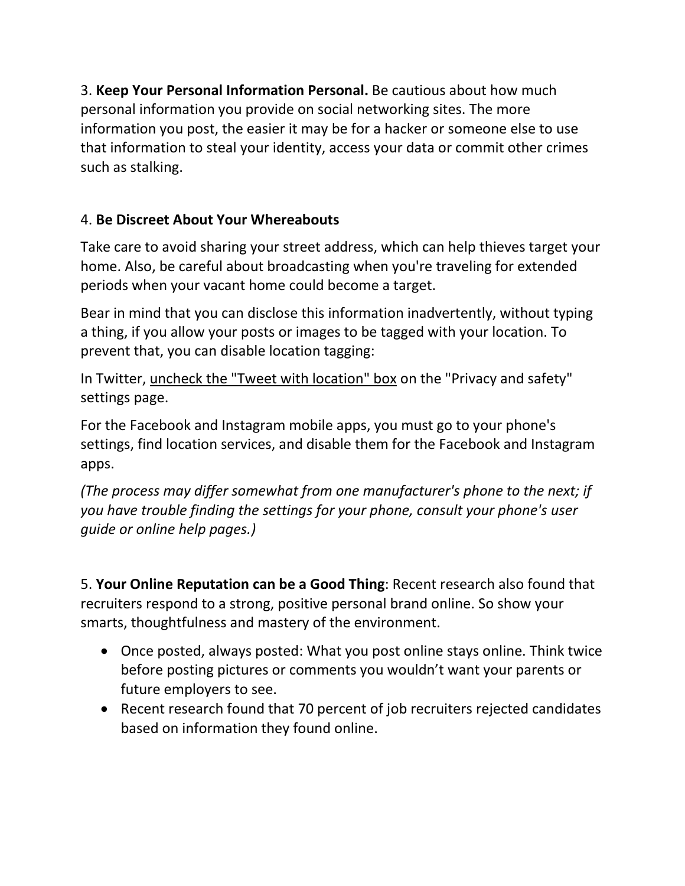3. **Keep Your Personal Information Personal.** Be cautious about how much personal information you provide on social networking sites. The more information you post, the easier it may be for a hacker or someone else to use that information to steal your identity, access your data or commit other crimes such as stalking.

4. **Be Discreet About Your Whereabouts**

Take care to avoid sharing your street address, which can help thieves target your home. Also, be careful about broadcasting when you're traveling for extended periods when your vacant home could become a target.

Bear in mind that you can disclose this information inadvertently, without typing a thing, if you allow your posts or images to be tagged with your location. To prevent that, you can disable location tagging:

In Twitter, uncheck the "Tweet with location" box on the "Privacy and safety" settings page.

For the Facebook and Instagram mobile apps, you must go to your phone's settings, find location services, and disable them for the Facebook and Instagram apps.

*(The process may differ somewhat from one manufacturer's phone to the next; if you have trouble finding the settings for your phone, consult your phone's user guide or online help pages.)*

5. **Your Online Reputation can be a Good Thing**: Recent research also found that recruiters respond to a strong, positive personal brand online. So show your smarts, thoughtfulness and mastery of the environment.

- Once posted, always posted: What you post online stays online. Think twice before posting pictures or comments you wouldn't want your parents or future employers to see.
- Recent research found that 70 percent of job recruiters rejected candidates based on information they found online.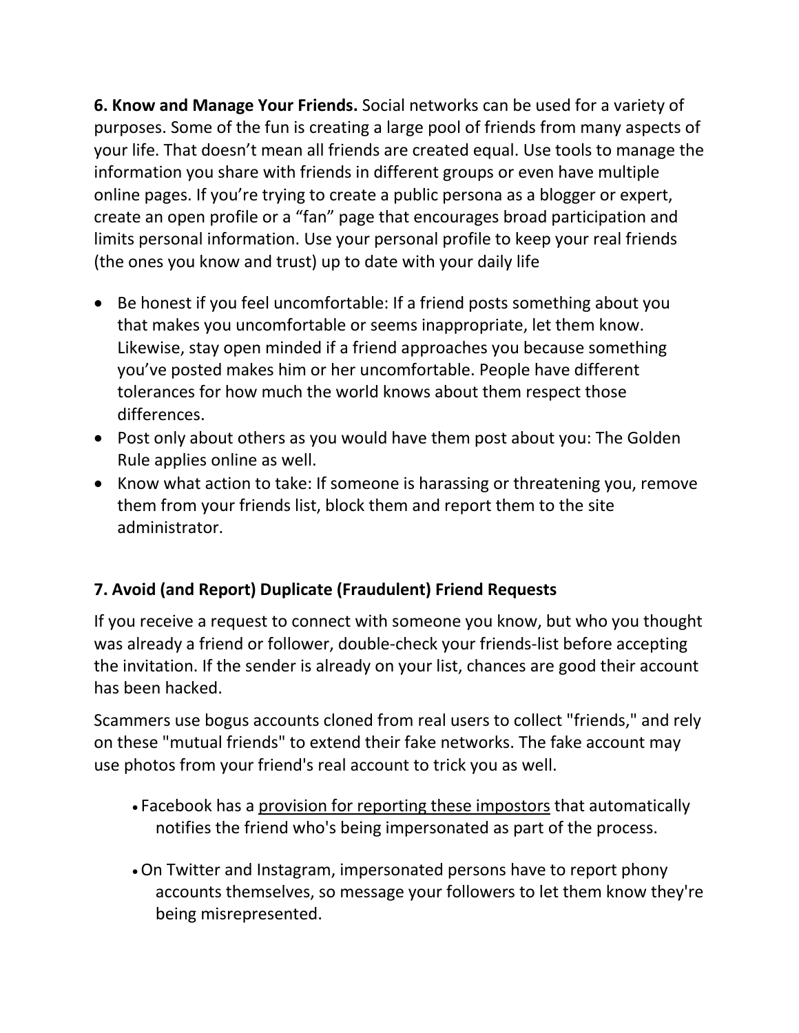**6. Know and Manage Your Friends.** Social networks can be used for a variety of purposes. Some of the fun is creating a large pool of friends from many aspects of your life. That doesn't mean all friends are created equal. Use tools to manage the information you share with friends in different groups or even have multiple online pages. If you're trying to create a public persona as a blogger or expert, create an open profile or a "fan" page that encourages broad participation and limits personal information. Use your personal profile to keep your real friends (the ones you know and trust) up to date with your daily life

- Be honest if you feel uncomfortable: If a friend posts something about you that makes you uncomfortable or seems inappropriate, let them know. Likewise, stay open minded if a friend approaches you because something you've posted makes him or her uncomfortable. People have different tolerances for how much the world knows about them respect those differences.
- Post only about others as you would have them post about you: The Golden Rule applies online as well.
- Know what action to take: If someone is harassing or threatening you, remove them from your friends list, block them and report them to the site administrator.

## 7. Avoid (and Report) Duplicate (Fraudulent) Friend Requests

If you receive a request to connect with someone you know, but who you thought was already a friend or follower, double-check your friends-list before accepting the invitation. If the sender is already on your list, chances are good their account has been hacked.

Scammers use bogus accounts cloned from real users to collect "friends," and rely on these "mutual friends" to extend their fake networks. The fake account may use photos from your friend's real account to trick you as well.

- Facebook has a provision for reporting these impostors that automatically notifies the friend who's being impersonated as part of the process.
- On Twitter and Instagram, impersonated persons have to report phony accounts themselves, so message your followers to let them know they're being misrepresented.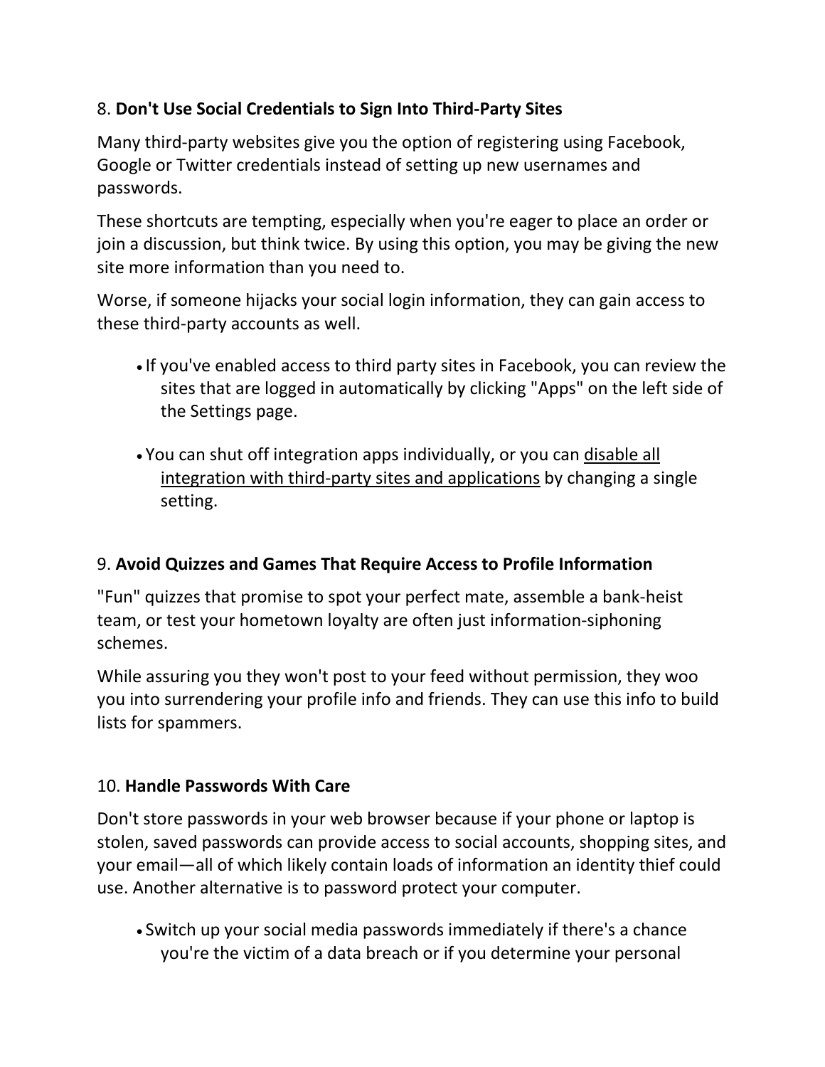8. **Don't Use Social Credentials to Sign Into Third-Party Sites**

Many third-party websites give you the option of registering using Facebook, Google or Twitter credentials instead of setting up new usernames and passwords.

These shortcuts are tempting, especially when you're eager to place an order or join a discussion, but think twice. By using this option, you may be giving the new site more information than you need to.

Worse, if someone hijacks your social login information, they can gain access to these third-party accounts as well.

- If you've enabled access to third party sites in Facebook, you can review the sites that are logged in automatically by clicking "Apps" on the left side of the Settings page.
- You can shut off integration apps individually, or you can disable all integration with third-party sites and applications by changing a single setting.

9. **Avoid Quizzes and Games That Require Access to Profile Information**

"Fun" quizzes that promise to spot your perfect mate, assemble a bank-heist team, or test your hometown loyalty are often just information-siphoning schemes.

While assuring you they won't post to your feed without permission, they woo you into surrendering your profile info and friends. They can use this info to build lists for spammers.

10. **Handle Passwords With Care**

Don't store passwords in your web browser because if your phone or laptop is stolen, saved passwords can provide access to social accounts, shopping sites, and your email—all of which likely contain loads of information an identity thief could use. Another alternative is to password protect your computer.

- Switch up your social media passwords immediately if there's a chance you're the victim of a data breach or if you determine your personal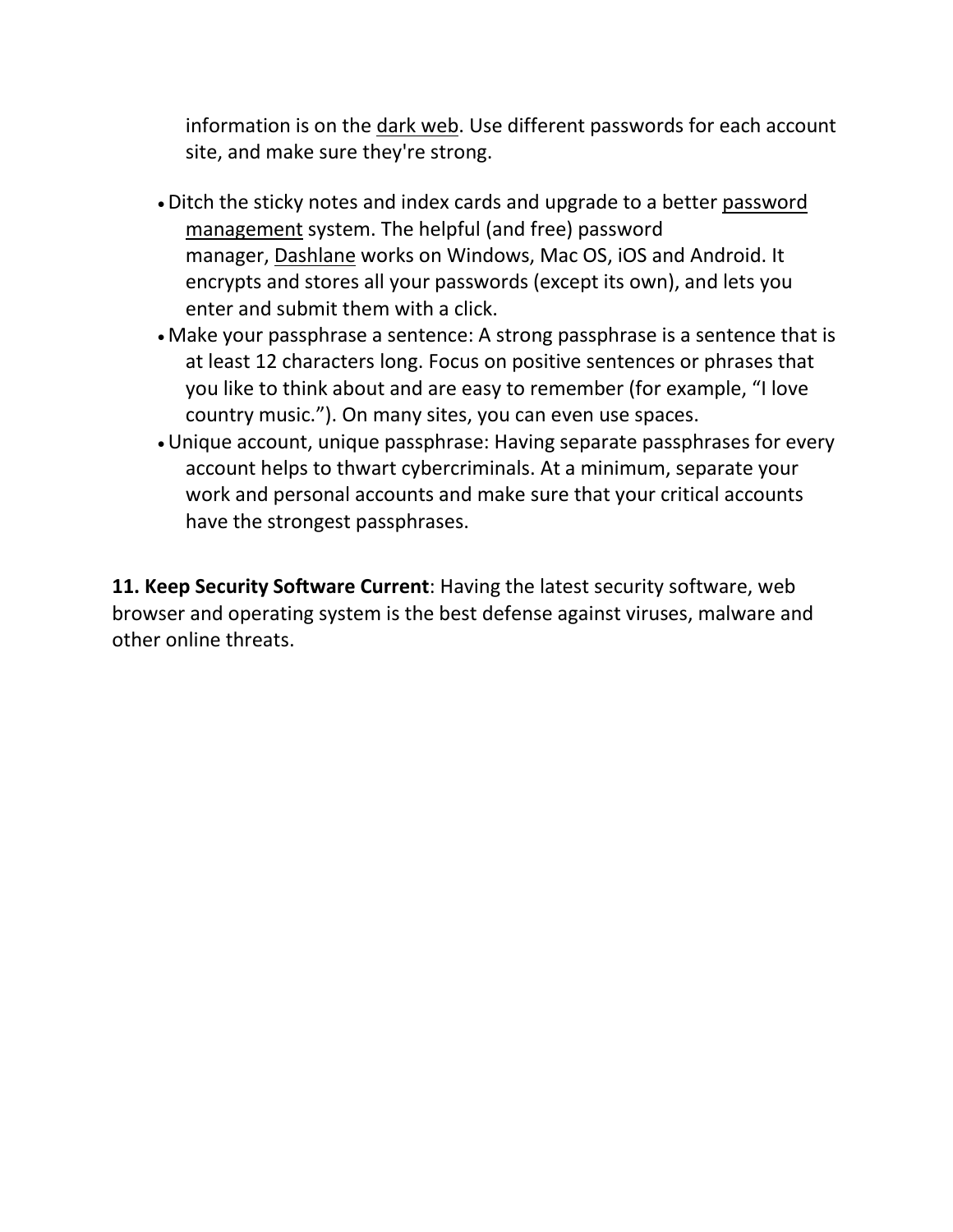information is on the dark web. Use different passwords for each account site, and make sure they're strong.

- Ditch the sticky notes and index cards and upgrade to a better password management system. The helpful (and free) password manager, Dashlane works on Windows, Mac OS, iOS and Android. It encrypts and stores all your passwords (except its own), and lets you enter and submit them with a click.
- Make your passphrase a sentence: A strong passphrase is a sentence that is at least 12 characters long. Focus on positive sentences or phrases that you like to think about and are easy to remember (for example, "I love country music."). On many sites, you can even use spaces.
- Unique account, unique passphrase: Having separate passphrases for every account helps to thwart cybercriminals. At a minimum, separate your work and personal accounts and make sure that your critical accounts have the strongest passphrases.

**11. Keep Security Software Current**: Having the latest security software, web browser and operating system is the best defense against viruses, malware and other online threats.